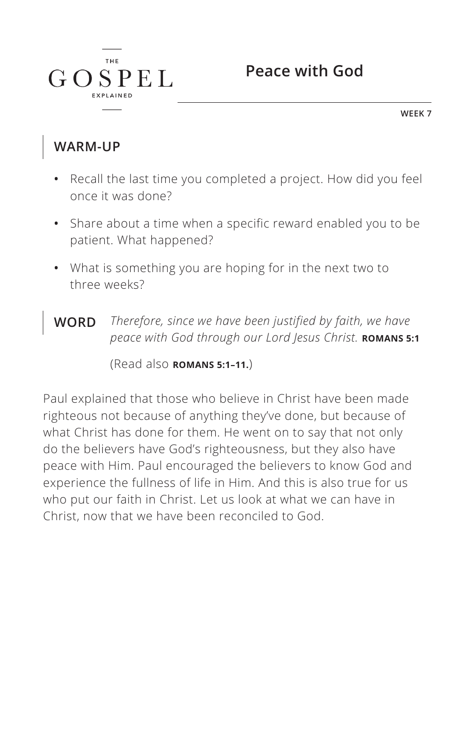THE GOSPEL EXPLAINED

# Peace with God

WEEK 7

## WARM-UP

- Recall the last time you completed a project. How did you feel once it was done?
- Share about a time when a specific reward enabled you to be patient. What happened?
- What is something you are hoping for in the next two to three weeks?

**WORD** *Therefore, since we have been justified by faith, we have peace with God through our Lord Jesus Christ.* **ROMANS 5:1**

(Read also **ROMANS 5:1–11.**)

Paul explained that those who believe in Christ have been made righteous not because of anything they've done, but because of what Christ has done for them. He went on to say that not only do the believers have God's righteousness, but they also have peace with Him. Paul encouraged the believers to know God and experience the fullness of life in Him. And this is also true for us who put our faith in Christ. Let us look at what we can have in Christ, now that we have been reconciled to God.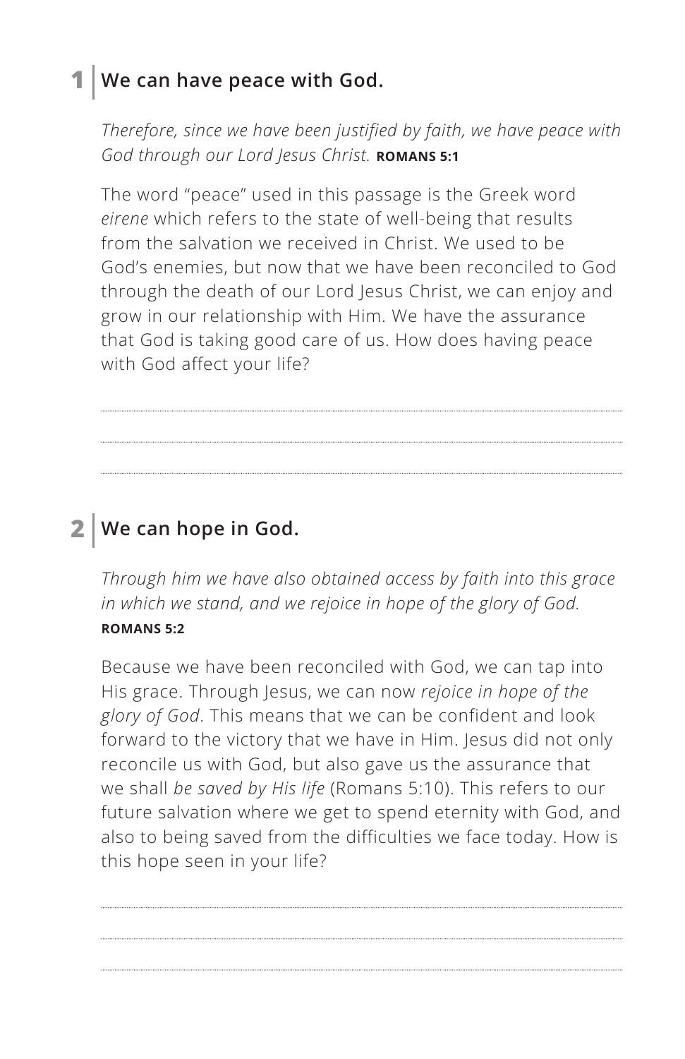## 1 We can have peace with God.

*Therefore, since we have been justified by faith, we have peace with God through our Lord Jesus Christ.* **ROMANS 5:1**

The word "peace" used in this passage is the Greek word *eirene* which refers to the state of well-being that results from the salvation we received in Christ. We used to be God's enemies, but now that we have been reconciled to God through the death of our Lord Jesus Christ, we can enjoy and grow in our relationship with Him. We have the assurance that God is taking good care of us. How does having peace with God affect your life?

## 2 We can hope in God.

*Through him we have also obtained access by faith into this grace in which we stand, and we rejoice in hope of the glory of God.* **ROMANS 5:2**

Because we have been reconciled with God, we can tap into His grace. Through Jesus, we can now *rejoice in hope of the glory of God*. This means that we can be confident and look forward to the victory that we have in Him. Jesus did not only reconcile us with God, but also gave us the assurance that we shall *be saved by His life* (Romans 5:10). This refers to our future salvation where we get to spend eternity with God, and also to being saved from the difficulties we face today. How is this hope seen in your life?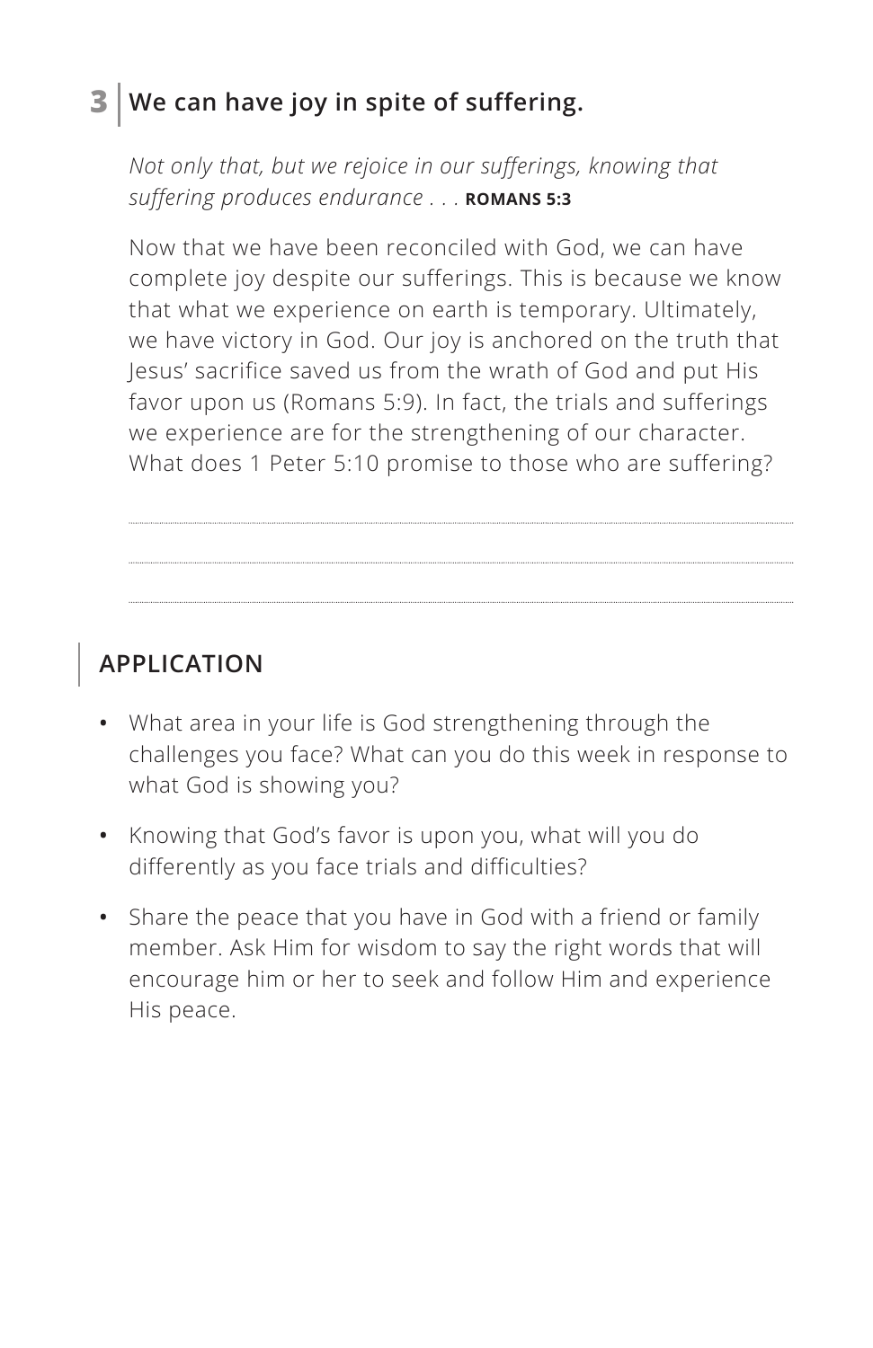## 3 | We can have joy in spite of suffering.

*Not only that, but we rejoice in our sufferings, knowing that suffering produces endurance . . .* **ROMANS 5:3**

Now that we have been reconciled with God, we can have complete joy despite our sufferings. This is because we know that what we experience on earth is temporary. Ultimately, we have victory in God. Our joy is anchored on the truth that Jesus' sacrifice saved us from the wrath of God and put His favor upon us (Romans 5:9). In fact, the trials and sufferings we experience are for the strengthening of our character. What does 1 Peter 5:10 promise to those who are suffering?

## APPLICATION

- What area in your life is God strengthening through the challenges you face? What can you do this week in response to what God is showing you?
- Knowing that God's favor is upon you, what will you do differently as you face trials and difficulties?
- Share the peace that you have in God with a friend or family member. Ask Him for wisdom to say the right words that will encourage him or her to seek and follow Him and experience His peace.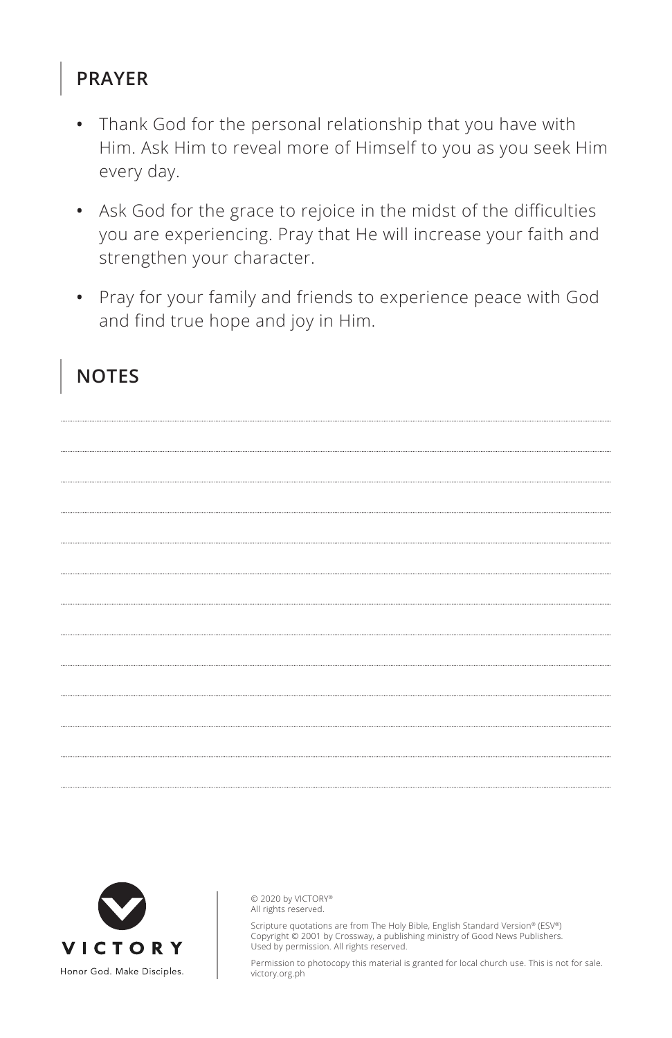## PRAYER

- Thank God for the personal relationship that you have with Him. Ask Him to reveal more of Himself to you as you seek Him every day.
- Ask God for the grace to rejoice in the midst of the difficulties you are experiencing. Pray that He will increase your faith and strengthen your character.
- Pray for your family and friends to experience peace with God and find true hope and joy in Him.

## NOTES

VICTORY

Honor God. Make Disciples.

© 2020 by VICTORY®
All rights reserved.

Scripture quotations are from The Holy Bible, English Standard Version® (ESV®) Copyright © 2001 by Crossway, a publishing ministry of Good News Publishers. Used by permission. All rights reserved.

Permission to photocopy this material is granted for local church use. This is not for sale.
victory.org.ph